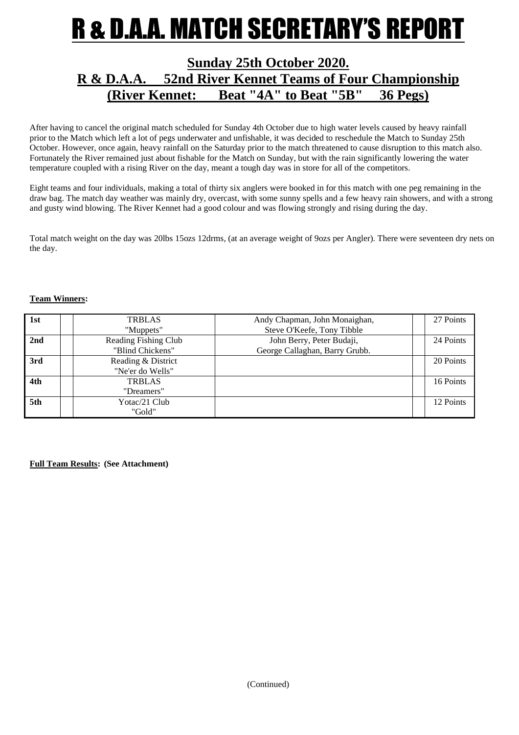# R & D.A.A. MATCH SECRETARY'S REPORT

## Sunday 25th October 2020.
## R & D.A.A. 52nd River Kennet Teams of Four Championship
## (River Kennet: Beat "4A" to Beat "5B" 36 Pegs)

After having to cancel the original match scheduled for Sunday 4th October due to high water levels caused by heavy rainfall prior to the Match which left a lot of pegs underwater and unfishable, it was decided to reschedule the Match to Sunday 25th October. However, once again, heavy rainfall on the Saturday prior to the match threatened to cause disruption to this match also. Fortunately the River remained just about fishable for the Match on Sunday, but with the rain significantly lowering the water temperature coupled with a rising River on the day, meant a tough day was in store for all of the competitors.

Eight teams and four individuals, making a total of thirty six anglers were booked in for this match with one peg remaining in the draw bag. The match day weather was mainly dry, overcast, with some sunny spells and a few heavy rain showers, and with a strong and gusty wind blowing. The River Kennet had a good colour and was flowing strongly and rising during the day.

Total match weight on the day was 20lbs 15ozs 12drms, (at an average weight of 9ozs per Angler). There were seventeen dry nets on the day.

**Team Winners:**

| | | | | | |
|---|---|---|---|---|---|
| **1st** | | TRBLAS "Muppets" | Andy Chapman, John Monaighan, Steve O'Keefe, Tony Tibble | | 27 Points |
| **2nd** | | Reading Fishing Club "Blind Chickens" | John Berry, Peter Budaji, George Callaghan, Barry Grubb. | | 24 Points |
| **3rd** | | Reading & District "Ne'er do Wells" | | | 20 Points |
| **4th** | | TRBLAS "Dreamers" | | | 16 Points |
| **5th** | | Yotac/21 Club "Gold" | | | 12 Points |

**Full Team Results: (See Attachment)**

(Continued)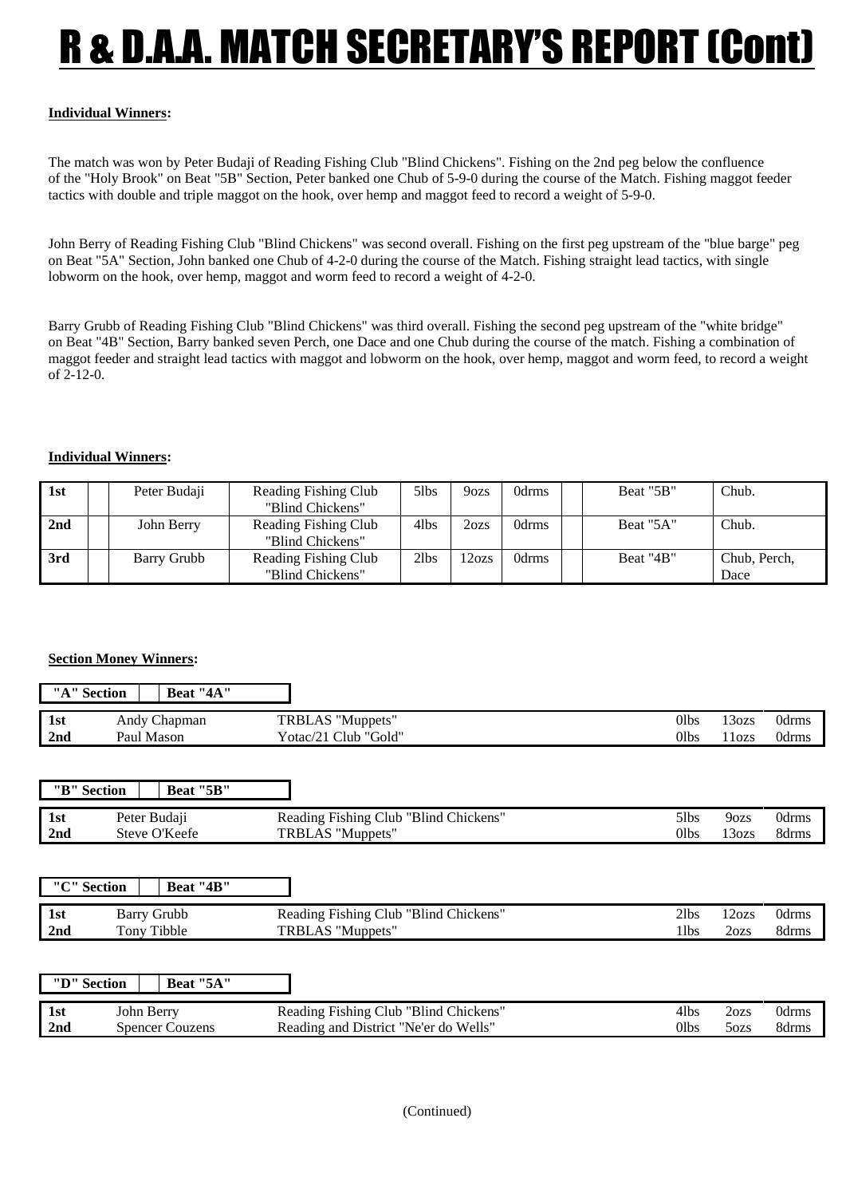# R & D.A.A. MATCH SECRETARY'S REPORT (Cont)

**Individual Winners:**

The match was won by Peter Budaji of Reading Fishing Club "Blind Chickens". Fishing on the 2nd peg below the confluence of the "Holy Brook" on Beat "5B" Section, Peter banked one Chub of 5-9-0 during the course of the Match. Fishing maggot feeder tactics with double and triple maggot on the hook, over hemp and maggot feed to record a weight of 5-9-0.

John Berry of Reading Fishing Club "Blind Chickens" was second overall. Fishing on the first peg upstream of the "blue barge" peg on Beat "5A" Section, John banked one Chub of 4-2-0 during the course of the Match. Fishing straight lead tactics, with single lobworm on the hook, over hemp, maggot and worm feed to record a weight of 4-2-0.

Barry Grubb of Reading Fishing Club "Blind Chickens" was third overall. Fishing the second peg upstream of the "white bridge" on Beat "4B" Section, Barry banked seven Perch, one Dace and one Chub during the course of the match. Fishing a combination of maggot feeder and straight lead tactics with maggot and lobworm on the hook, over hemp, maggot and worm feed, to record a weight of 2-12-0.

**Individual Winners:**

| | | | | | | | | | |
|---|---|---|---|---|---|---|---|---|---|
| **1st** | | Peter Budaji | Reading Fishing Club "Blind Chickens" | 5lbs | 9ozs | 0drms | | Beat "5B" | Chub. |
| **2nd** | | John Berry | Reading Fishing Club "Blind Chickens" | 4lbs | 2ozs | 0drms | | Beat "5A" | Chub. |
| **3rd** | | Barry Grubb | Reading Fishing Club "Blind Chickens" | 2lbs | 12ozs | 0drms | | Beat "4B" | Chub, Perch, Dace |

**Section Money Winners:**

| **"A" Section** | **Beat "4A"** | | | | |
|---|---|---|---|---|---|
| **1st** | Andy Chapman | TRBLAS "Muppets" | 0lbs | 13ozs | 0drms |
| **2nd** | Paul Mason | Yotac/21 Club "Gold" | 0lbs | 11ozs | 0drms |

| **"B" Section** | **Beat "5B"** | | | | |
|---|---|---|---|---|---|
| **1st** | Peter Budaji | Reading Fishing Club "Blind Chickens" | 5lbs | 9ozs | 0drms |
| **2nd** | Steve O'Keefe | TRBLAS "Muppets" | 0lbs | 13ozs | 8drms |

| **"C" Section** | **Beat "4B"** | | | | |
|---|---|---|---|---|---|
| **1st** | Barry Grubb | Reading Fishing Club "Blind Chickens" | 2lbs | 12ozs | 0drms |
| **2nd** | Tony Tibble | TRBLAS "Muppets" | 1lbs | 2ozs | 8drms |

| **"D" Section** | **Beat "5A"** | | | | |
|---|---|---|---|---|---|
| **1st** | John Berry | Reading Fishing Club "Blind Chickens" | 4lbs | 2ozs | 0drms |
| **2nd** | Spencer Couzens | Reading and District "Ne'er do Wells" | 0lbs | 5ozs | 8drms |

(Continued)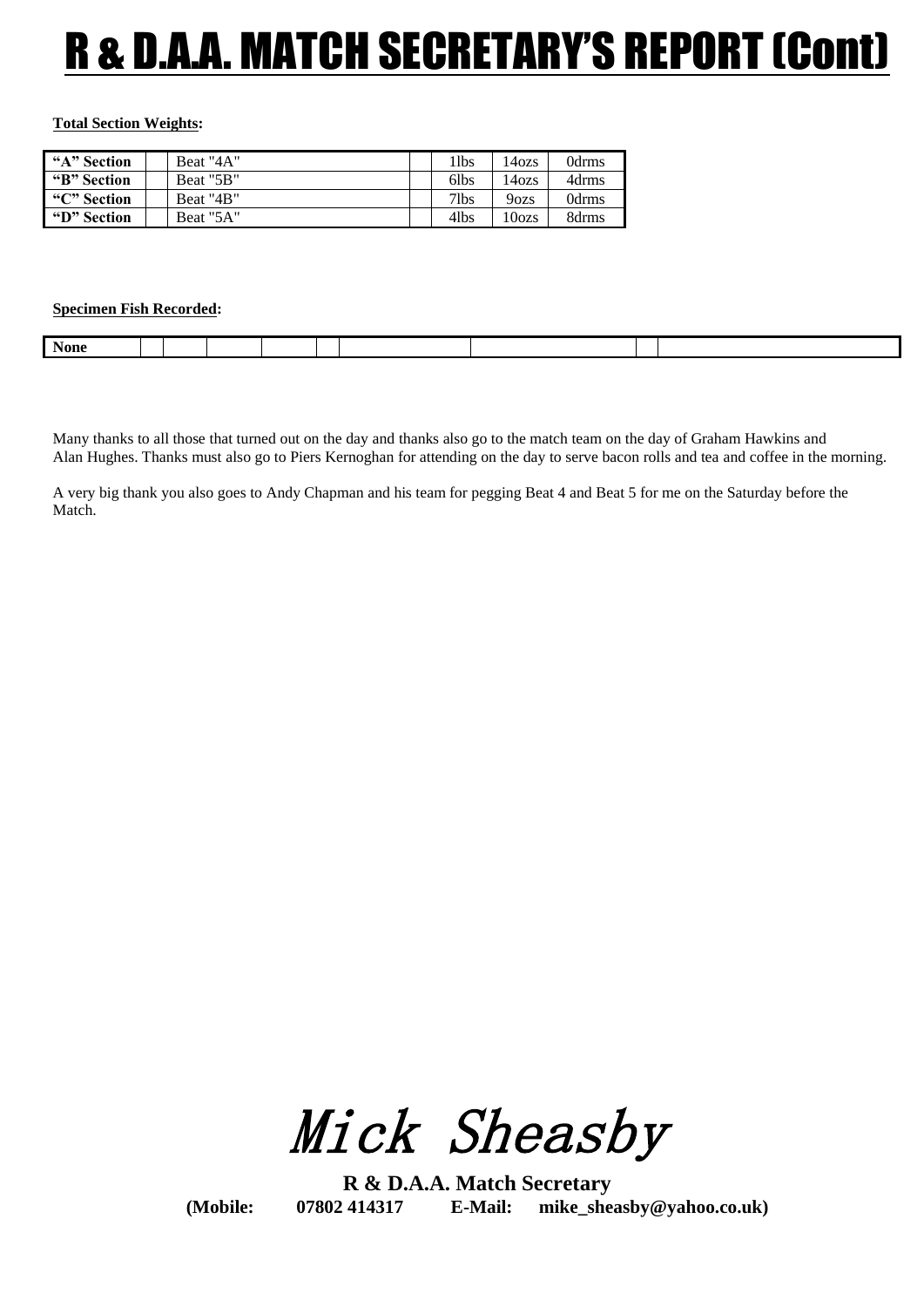# R & D.A.A. MATCH SECRETARY'S REPORT (Cont)

**Total Section Weights:**

| | | | | | | |
|---|---|---|---|---|---|---|
| **"A" Section** | | Beat "4A" | | 1lbs | 14ozs | 0drms |
| **"B" Section** | | Beat "5B" | | 6lbs | 14ozs | 4drms |
| **"C" Section** | | Beat "4B" | | 7lbs | 9ozs | 0drms |
| **"D" Section** | | Beat "5A" | | 4lbs | 10ozs | 8drms |

**Specimen Fish Recorded:**

| | | | | | | | | | |
|---|---|---|---|---|---|---|---|---|---|
| **None** | | | | | | | | | |

Many thanks to all those that turned out on the day and thanks also go to the match team on the day of Graham Hawkins and Alan Hughes. Thanks must also go to Piers Kernoghan for attending on the day to serve bacon rolls and tea and coffee in the morning.

A very big thank you also goes to Andy Chapman and his team for pegging Beat 4 and Beat 5 for me on the Saturday before the Match.

*Mick Sheasby*

**R & D.A.A. Match Secretary**

**(Mobile: 07802 414317 E-Mail: mike_sheasby@yahoo.co.uk)**